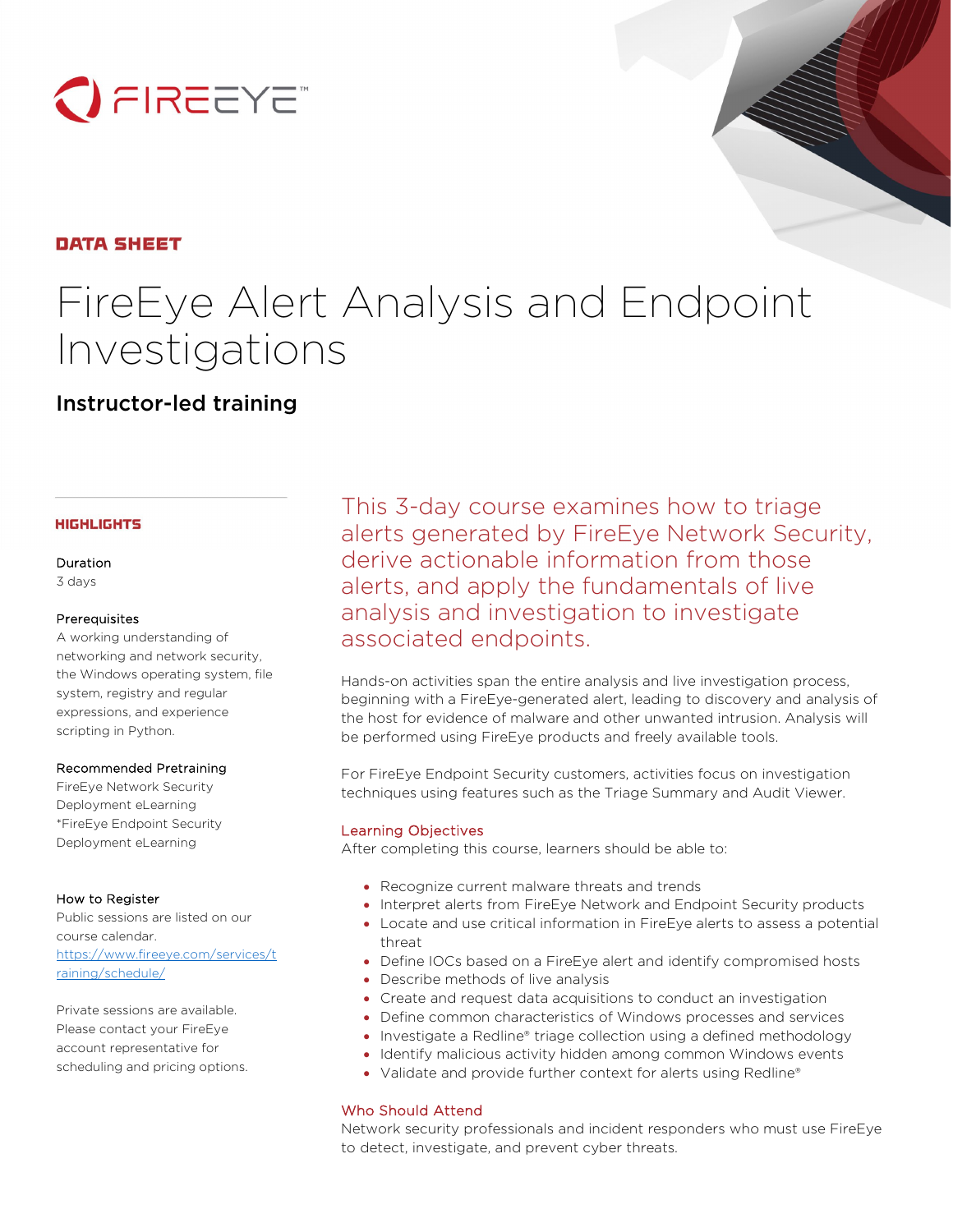FIREEYE™

**DATA SHEET**

# FireEye Alert Analysis and Endpoint Investigations

## Instructor-led training

### HIGHLIGHTS

**Duration**
3 days

**Prerequisites**
A working understanding of networking and network security, the Windows operating system, file system, registry and regular expressions, and experience scripting in Python.

**Recommended Pretraining**
FireEye Network Security Deployment eLearning
*FireEye Endpoint Security Deployment eLearning

**How to Register**
Public sessions are listed on our course calendar.
https://www.fireeye.com/services/training/schedule/

Private sessions are available. Please contact your FireEye account representative for scheduling and pricing options.

This 3-day course examines how to triage alerts generated by FireEye Network Security, derive actionable information from those alerts, and apply the fundamentals of live analysis and investigation to investigate associated endpoints.

Hands-on activities span the entire analysis and live investigation process, beginning with a FireEye-generated alert, leading to discovery and analysis of the host for evidence of malware and other unwanted intrusion. Analysis will be performed using FireEye products and freely available tools.

For FireEye Endpoint Security customers, activities focus on investigation techniques using features such as the Triage Summary and Audit Viewer.

### Learning Objectives

After completing this course, learners should be able to:

- Recognize current malware threats and trends
- Interpret alerts from FireEye Network and Endpoint Security products
- Locate and use critical information in FireEye alerts to assess a potential threat
- Define IOCs based on a FireEye alert and identify compromised hosts
- Describe methods of live analysis
- Create and request data acquisitions to conduct an investigation
- Define common characteristics of Windows processes and services
- Investigate a Redline® triage collection using a defined methodology
- Identify malicious activity hidden among common Windows events
- Validate and provide further context for alerts using Redline®

### Who Should Attend

Network security professionals and incident responders who must use FireEye to detect, investigate, and prevent cyber threats.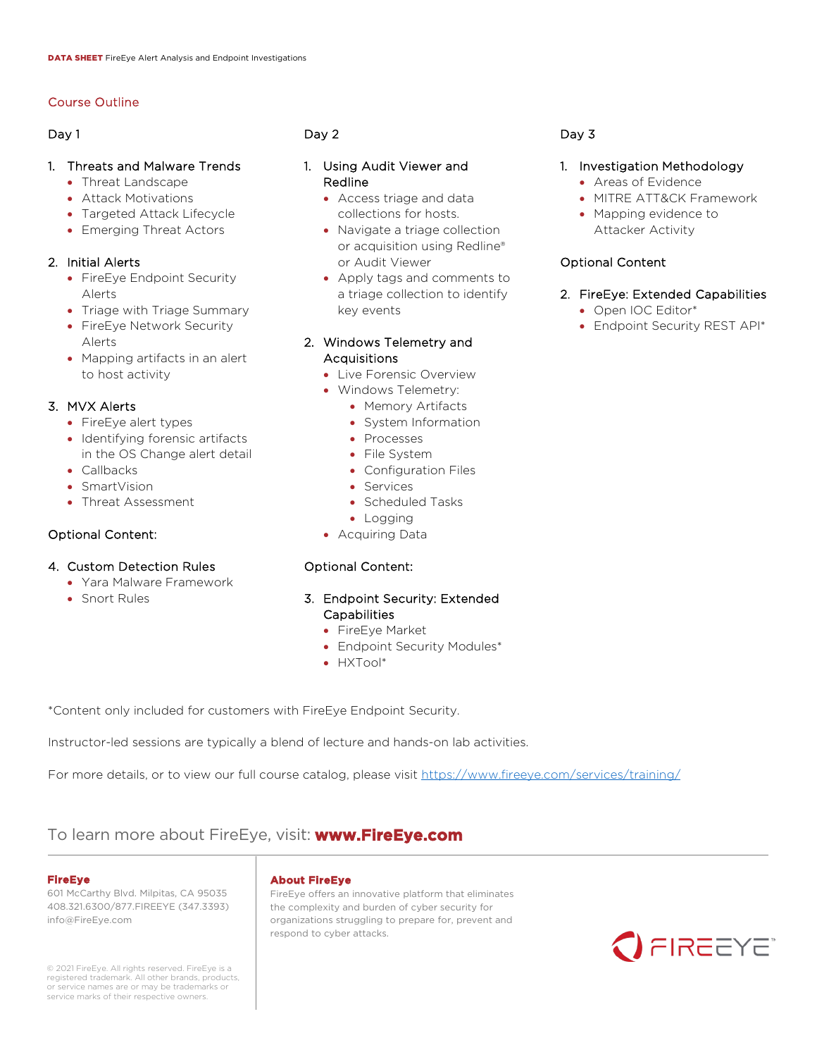## Course Outline

### Day 1

1. Threats and Malware Trends
   - Threat Landscape
   - Attack Motivations
   - Targeted Attack Lifecycle
   - Emerging Threat Actors
2. Initial Alerts
   - FireEye Endpoint Security Alerts
   - Triage with Triage Summary
   - FireEye Network Security Alerts
   - Mapping artifacts in an alert to host activity
3. MVX Alerts
   - FireEye alert types
   - Identifying forensic artifacts in the OS Change alert detail
   - Callbacks
   - SmartVision
   - Threat Assessment

Optional Content:

4. Custom Detection Rules
   - Yara Malware Framework
   - Snort Rules

### Day 2

1. Using Audit Viewer and Redline
   - Access triage and data collections for hosts.
   - Navigate a triage collection or acquisition using Redline® or Audit Viewer
   - Apply tags and comments to a triage collection to identify key events
2. Windows Telemetry and Acquisitions
   - Live Forensic Overview
   - Windows Telemetry:
     - Memory Artifacts
     - System Information
     - Processes
     - File System
     - Configuration Files
     - Services
     - Scheduled Tasks
     - Logging
   - Acquiring Data

Optional Content:

3. Endpoint Security: Extended Capabilities
   - FireEye Market
   - Endpoint Security Modules*
   - HXTool*

### Day 3

1. Investigation Methodology
   - Areas of Evidence
   - MITRE ATT&CK Framework
   - Mapping evidence to Attacker Activity

Optional Content

2. FireEye: Extended Capabilities
   - Open IOC Editor*
   - Endpoint Security REST API*

*Content only included for customers with FireEye Endpoint Security.

Instructor-led sessions are typically a blend of lecture and hands-on lab activities.

For more details, or to view our full course catalog, please visit https://www.fireeye.com/services/training/

To learn more about FireEye, visit: **www.FireEye.com**

**FireEye**
601 McCarthy Blvd. Milpitas, CA 95035
408.321.6300/877.FIREEYE (347.3393)
info@FireEye.com

© 2021 FireEye. All rights reserved. FireEye is a registered trademark. All other brands, products, or service names are or may be trademarks or service marks of their respective owners.

**About FireEye**
FireEye offers an innovative platform that eliminates the complexity and burden of cyber security for organizations struggling to prepare for, prevent and respond to cyber attacks.